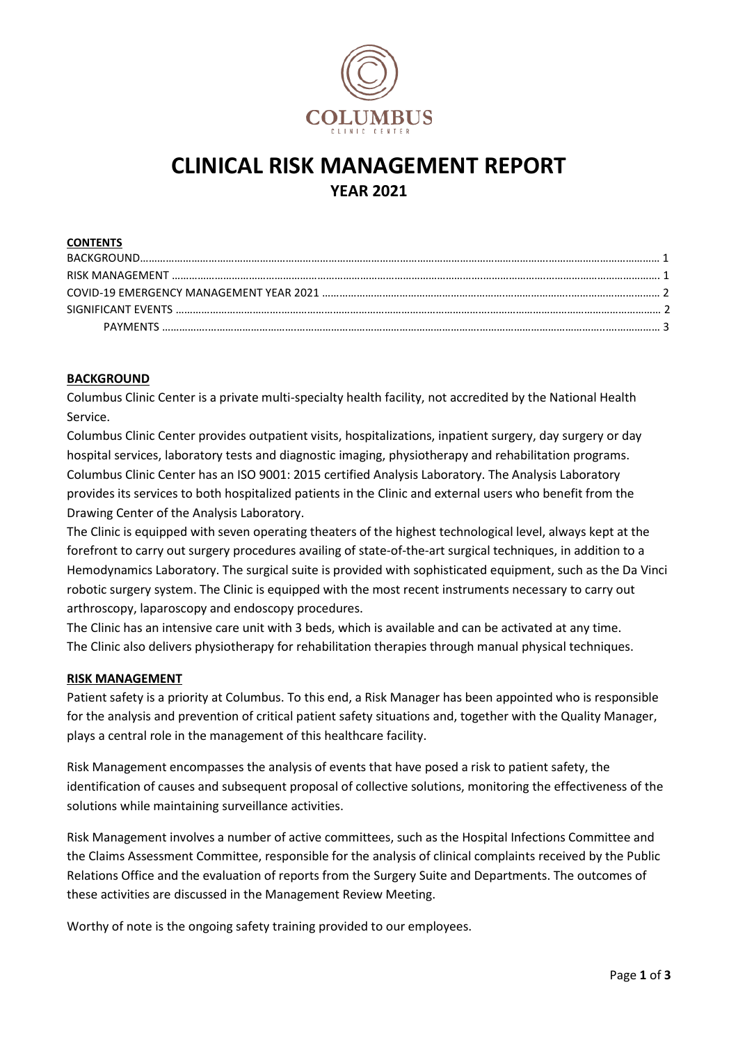# CLINICAL RISK MANAGEMENT REPORT

## YEAR 2021

**CONTENTS**

BACKGROUND…… 1
RISK MANAGEMENT …… 1
COVID-19 EMERGENCY MANAGEMENT YEAR 2021 …… 2
SIGNIFICANT EVENTS …… 2
PAYMENTS …… 3

### BACKGROUND

Columbus Clinic Center is a private multi-specialty health facility, not accredited by the National Health Service.

Columbus Clinic Center provides outpatient visits, hospitalizations, inpatient surgery, day surgery or day hospital services, laboratory tests and diagnostic imaging, physiotherapy and rehabilitation programs. Columbus Clinic Center has an ISO 9001: 2015 certified Analysis Laboratory. The Analysis Laboratory provides its services to both hospitalized patients in the Clinic and external users who benefit from the Drawing Center of the Analysis Laboratory.

The Clinic is equipped with seven operating theaters of the highest technological level, always kept at the forefront to carry out surgery procedures availing of state-of-the-art surgical techniques, in addition to a Hemodynamics Laboratory. The surgical suite is provided with sophisticated equipment, such as the Da Vinci robotic surgery system. The Clinic is equipped with the most recent instruments necessary to carry out arthroscopy, laparoscopy and endoscopy procedures.

The Clinic has an intensive care unit with 3 beds, which is available and can be activated at any time. The Clinic also delivers physiotherapy for rehabilitation therapies through manual physical techniques.

### RISK MANAGEMENT

Patient safety is a priority at Columbus. To this end, a Risk Manager has been appointed who is responsible for the analysis and prevention of critical patient safety situations and, together with the Quality Manager, plays a central role in the management of this healthcare facility.

Risk Management encompasses the analysis of events that have posed a risk to patient safety, the identification of causes and subsequent proposal of collective solutions, monitoring the effectiveness of the solutions while maintaining surveillance activities.

Risk Management involves a number of active committees, such as the Hospital Infections Committee and the Claims Assessment Committee, responsible for the analysis of clinical complaints received by the Public Relations Office and the evaluation of reports from the Surgery Suite and Departments. The outcomes of these activities are discussed in the Management Review Meeting.

Worthy of note is the ongoing safety training provided to our employees.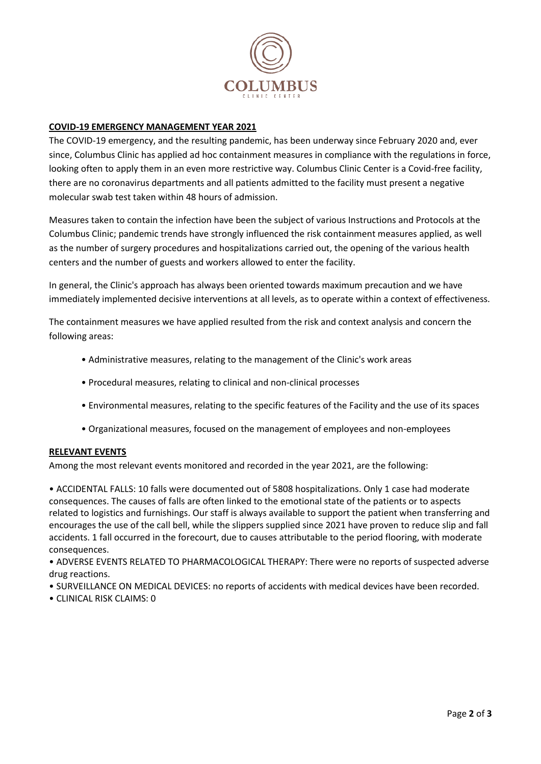## COVID-19 EMERGENCY MANAGEMENT YEAR 2021

The COVID-19 emergency, and the resulting pandemic, has been underway since February 2020 and, ever since, Columbus Clinic has applied ad hoc containment measures in compliance with the regulations in force, looking often to apply them in an even more restrictive way. Columbus Clinic Center is a Covid-free facility, there are no coronavirus departments and all patients admitted to the facility must present a negative molecular swab test taken within 48 hours of admission.

Measures taken to contain the infection have been the subject of various Instructions and Protocols at the Columbus Clinic; pandemic trends have strongly influenced the risk containment measures applied, as well as the number of surgery procedures and hospitalizations carried out, the opening of the various health centers and the number of guests and workers allowed to enter the facility.

In general, the Clinic's approach has always been oriented towards maximum precaution and we have immediately implemented decisive interventions at all levels, as to operate within a context of effectiveness.

The containment measures we have applied resulted from the risk and context analysis and concern the following areas:

- Administrative measures, relating to the management of the Clinic's work areas
- Procedural measures, relating to clinical and non-clinical processes
- Environmental measures, relating to the specific features of the Facility and the use of its spaces
- Organizational measures, focused on the management of employees and non-employees

## RELEVANT EVENTS

Among the most relevant events monitored and recorded in the year 2021, are the following:

- ACCIDENTAL FALLS: 10 falls were documented out of 5808 hospitalizations. Only 1 case had moderate consequences. The causes of falls are often linked to the emotional state of the patients or to aspects related to logistics and furnishings. Our staff is always available to support the patient when transferring and encourages the use of the call bell, while the slippers supplied since 2021 have proven to reduce slip and fall accidents. 1 fall occurred in the forecourt, due to causes attributable to the period flooring, with moderate consequences.
- ADVERSE EVENTS RELATED TO PHARMACOLOGICAL THERAPY: There were no reports of suspected adverse drug reactions.
- SURVEILLANCE ON MEDICAL DEVICES: no reports of accidents with medical devices have been recorded.
- CLINICAL RISK CLAIMS: 0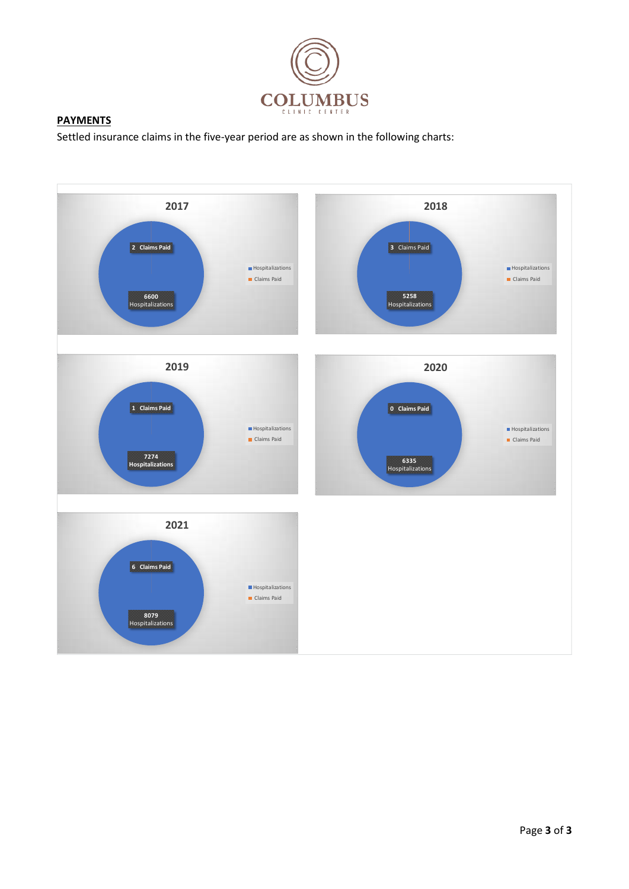**PAYMENTS**

Settled insurance claims in the five-year period are as shown in the following charts:

2017

2 Claims Paid

6600 Hospitalizations

Hospitalizations
Claims Paid

2018

3 Claims Paid

5258 Hospitalizations

Hospitalizations
Claims Paid

2019

1 Claims Paid

7274 Hospitalizations

Hospitalizations
Claims Paid

2020

0 Claims Paid

6335 Hospitalizations

Hospitalizations
Claims Paid

2021

6 Claims Paid

8079 Hospitalizations

Hospitalizations
Claims Paid